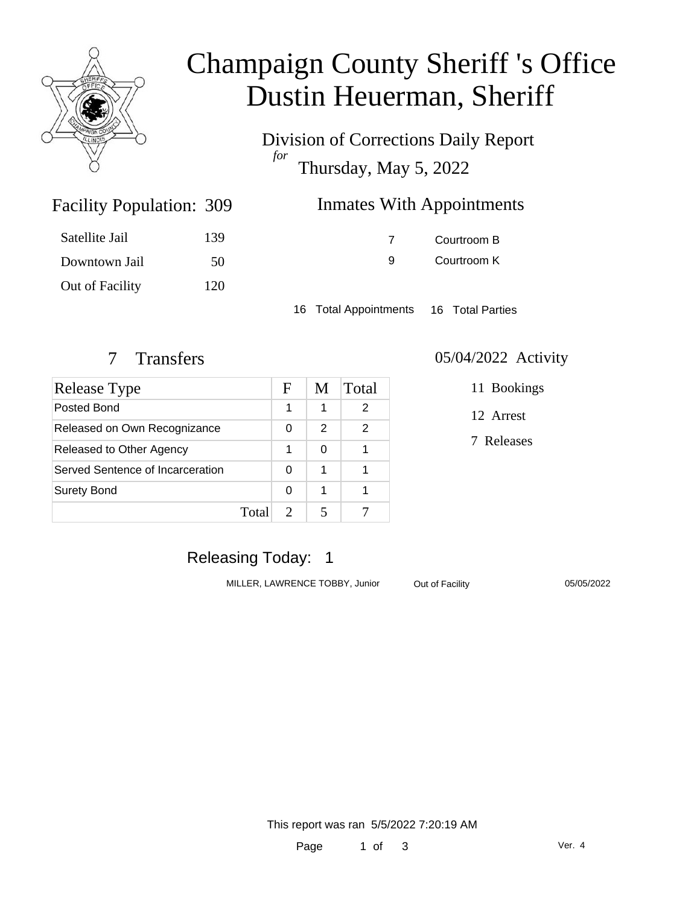# Champaign County Sheriff 's Office
# Dustin Heuerman, Sheriff

Division of Corrections Daily Report
*for*
Thursday, May 5, 2022

## Facility Population: 309

| | |
|---|---|
| Satellite Jail | 139 |
| Downtown Jail | 50 |
| Out of Facility | 120 |

## Inmates With Appointments

| | |
|---|---|
| 7 | Courtroom B |
| 9 | Courtroom K |

16 Total Appointments 16 Total Parties

## 7 Transfers

| Release Type | F | M | Total |
|---|---|---|---|
| Posted Bond | 1 | 1 | 2 |
| Released on Own Recognizance | 0 | 2 | 2 |
| Released to Other Agency | 1 | 0 | 1 |
| Served Sentence of Incarceration | 0 | 1 | 1 |
| Surety Bond | 0 | 1 | 1 |
| Total | 2 | 5 | 7 |

## 05/04/2022 Activity

11 Bookings

12 Arrest

7 Releases

## Releasing Today: 1

| | | |
|---|---|---|
| MILLER, LAWRENCE TOBBY, Junior | Out of Facility | 05/05/2022 |

This report was ran 5/5/2022 7:20:19 AM

Ver. 4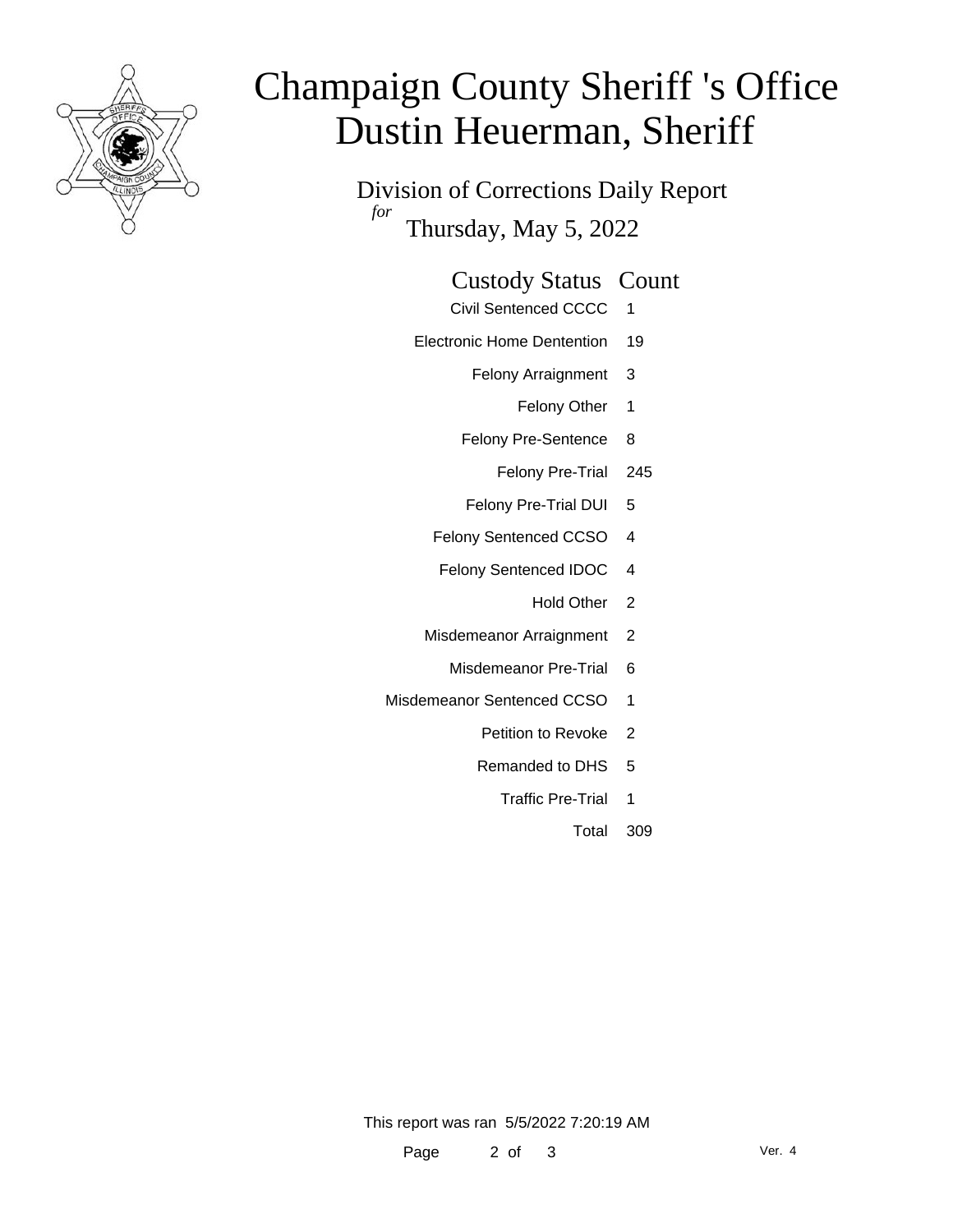# Champaign County Sheriff 's Office
# Dustin Heuerman, Sheriff

## Division of Corrections Daily Report

*for* Thursday, May 5, 2022

| Custody Status | Count |
|---|---|
| Civil Sentenced CCCC | 1 |
| Electronic Home Dentention | 19 |
| Felony Arraignment | 3 |
| Felony Other | 1 |
| Felony Pre-Sentence | 8 |
| Felony Pre-Trial | 245 |
| Felony Pre-Trial DUI | 5 |
| Felony Sentenced CCSO | 4 |
| Felony Sentenced IDOC | 4 |
| Hold Other | 2 |
| Misdemeanor Arraignment | 2 |
| Misdemeanor Pre-Trial | 6 |
| Misdemeanor Sentenced CCSO | 1 |
| Petition to Revoke | 2 |
| Remanded to DHS | 5 |
| Traffic Pre-Trial | 1 |
| Total | 309 |

This report was ran 5/5/2022 7:20:19 AM

Ver. 4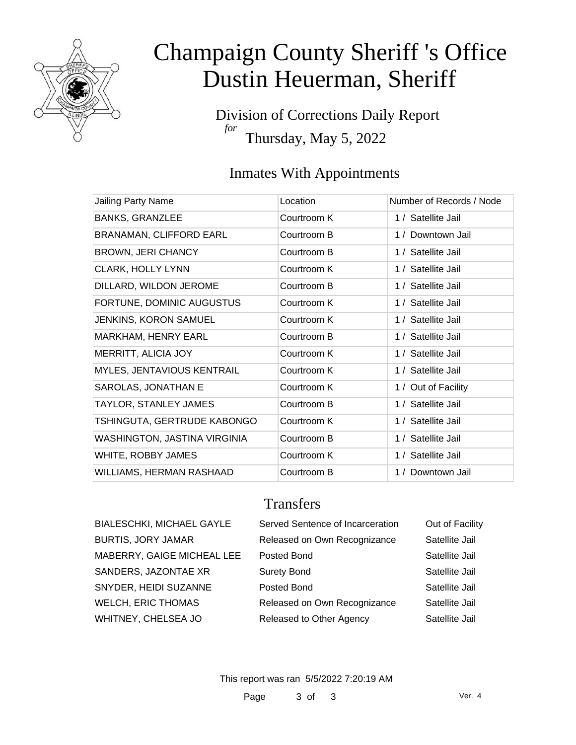# Champaign County Sheriff 's Office
# Dustin Heuerman, Sheriff

Division of Corrections Daily Report

*for*

Thursday, May 5, 2022

## Inmates With Appointments

| Jailing Party Name | Location | Number of Records / Node |
|---|---|---|
| BANKS, GRANZLEE | Courtroom K | 1 / Satellite Jail |
| BRANAMAN, CLIFFORD EARL | Courtroom B | 1 / Downtown Jail |
| BROWN, JERI CHANCY | Courtroom B | 1 / Satellite Jail |
| CLARK, HOLLY LYNN | Courtroom K | 1 / Satellite Jail |
| DILLARD, WILDON JEROME | Courtroom B | 1 / Satellite Jail |
| FORTUNE, DOMINIC AUGUSTUS | Courtroom K | 1 / Satellite Jail |
| JENKINS, KORON SAMUEL | Courtroom K | 1 / Satellite Jail |
| MARKHAM, HENRY EARL | Courtroom B | 1 / Satellite Jail |
| MERRITT, ALICIA JOY | Courtroom K | 1 / Satellite Jail |
| MYLES, JENTAVIOUS KENTRAIL | Courtroom K | 1 / Satellite Jail |
| SAROLAS, JONATHAN E | Courtroom K | 1 / Out of Facility |
| TAYLOR, STANLEY JAMES | Courtroom B | 1 / Satellite Jail |
| TSHINGUTA, GERTRUDE KABONGO | Courtroom K | 1 / Satellite Jail |
| WASHINGTON, JASTINA VIRGINIA | Courtroom B | 1 / Satellite Jail |
| WHITE, ROBBY JAMES | Courtroom K | 1 / Satellite Jail |
| WILLIAMS, HERMAN RASHAAD | Courtroom B | 1 / Downtown Jail |

## Transfers

| | | |
|---|---|---|
| BIALESCHKI, MICHAEL GAYLE | Served Sentence of Incarceration | Out of Facility |
| BURTIS, JORY JAMAR | Released on Own Recognizance | Satellite Jail |
| MABERRY, GAIGE MICHEAL LEE | Posted Bond | Satellite Jail |
| SANDERS, JAZONTAE XR | Surety Bond | Satellite Jail |
| SNYDER, HEIDI SUZANNE | Posted Bond | Satellite Jail |
| WELCH, ERIC THOMAS | Released on Own Recognizance | Satellite Jail |
| WHITNEY, CHELSEA JO | Released to Other Agency | Satellite Jail |

This report was ran 5/5/2022 7:20:19 AM

Ver. 4